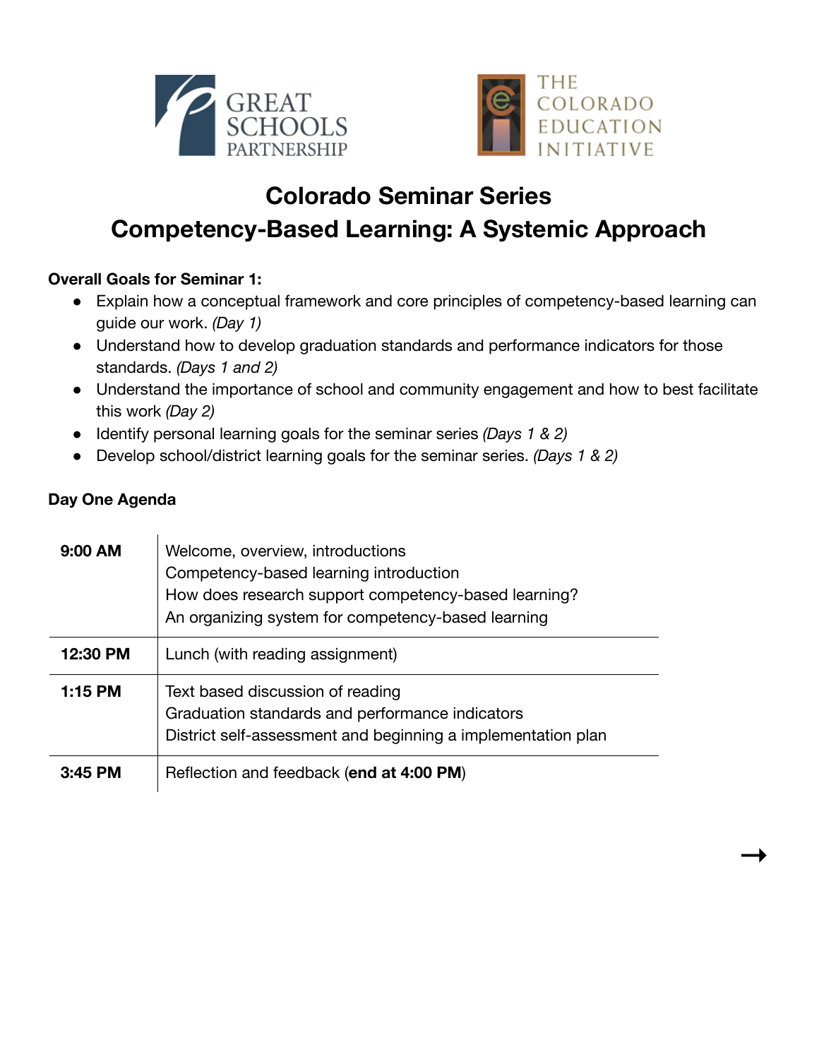GREAT SCHOOLS PARTNERSHIP

THE COLORADO EDUCATION INITIATIVE

# Colorado Seminar Series
# Competency-Based Learning: A Systemic Approach

**Overall Goals for Seminar 1:**

- Explain how a conceptual framework and core principles of competency-based learning can guide our work. *(Day 1)*
- Understand how to develop graduation standards and performance indicators for those standards. *(Days 1 and 2)*
- Understand the importance of school and community engagement and how to best facilitate this work *(Day 2)*
- Identify personal learning goals for the seminar series *(Days 1 & 2)*
- Develop school/district learning goals for the seminar series. *(Days 1 & 2)*

**Day One Agenda**

| | |
|---|---|
| **9:00 AM** | Welcome, overview, introductions<br>Competency-based learning introduction<br>How does research support competency-based learning?<br>An organizing system for competency-based learning |
| **12:30 PM** | Lunch (with reading assignment) |
| **1:15 PM** | Text based discussion of reading<br>Graduation standards and performance indicators<br>District self-assessment and beginning a implementation plan |
| **3:45 PM** | Reflection and feedback (**end at 4:00 PM**) |

→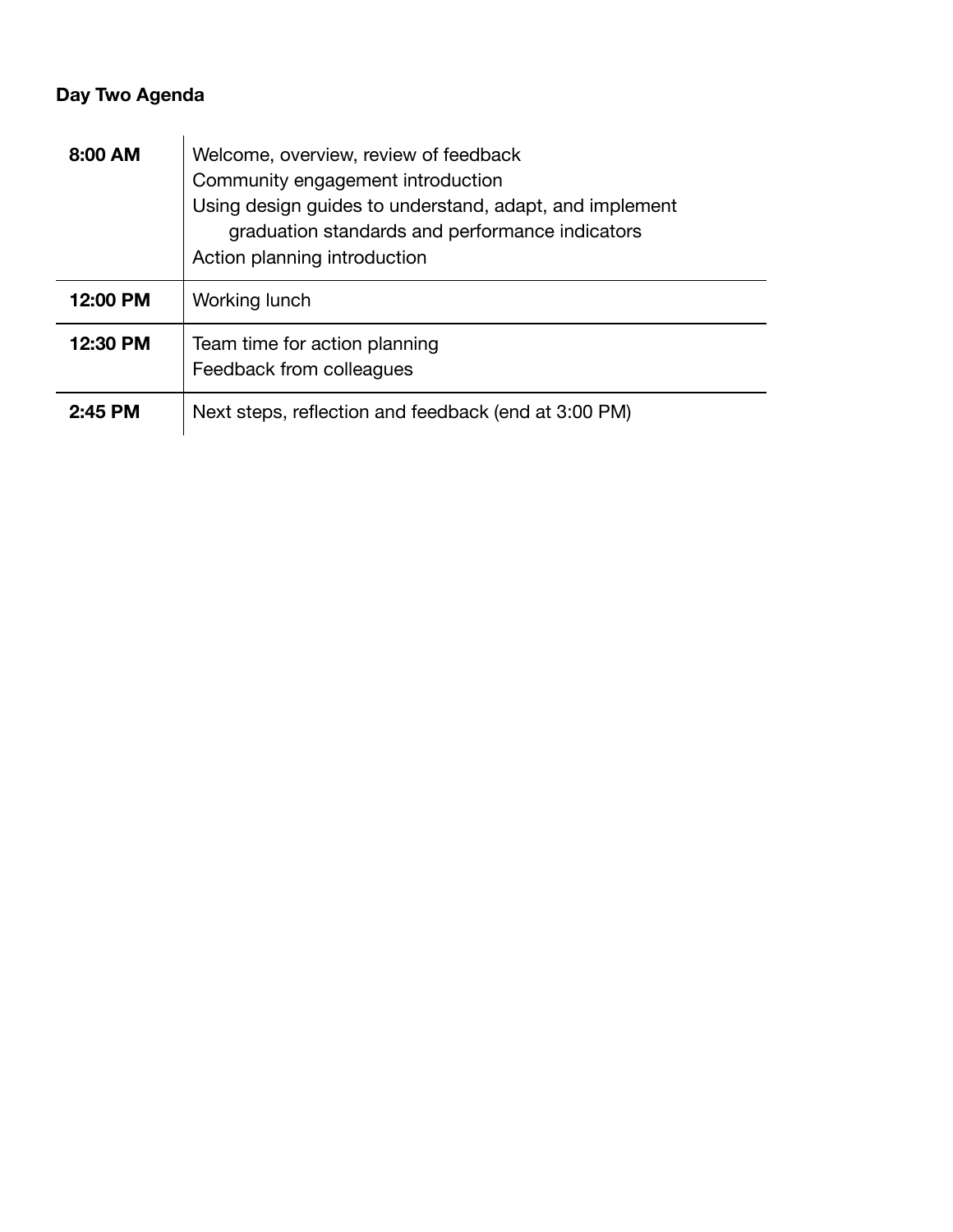**Day Two Agenda**

| | |
|---|---|
| **8:00 AM** | Welcome, overview, review of feedback<br>Community engagement introduction<br>Using design guides to understand, adapt, and implement graduation standards and performance indicators<br>Action planning introduction |
| **12:00 PM** | Working lunch |
| **12:30 PM** | Team time for action planning<br>Feedback from colleagues |
| **2:45 PM** | Next steps, reflection and feedback (end at 3:00 PM) |